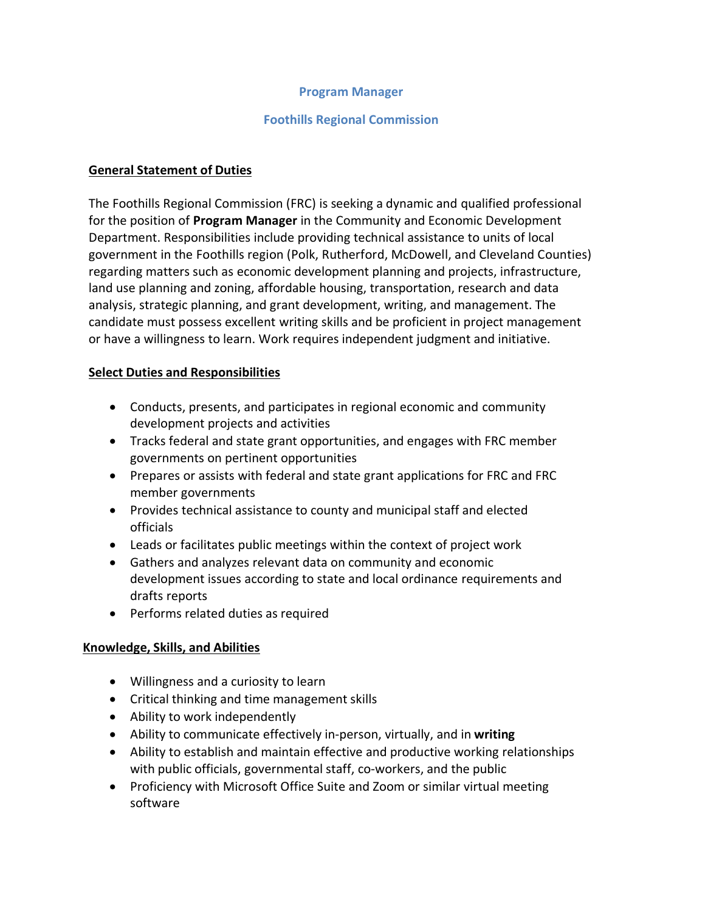# Program Manager

# Foothills Regional Commission

## General Statement of Duties

The Foothills Regional Commission (FRC) is seeking a dynamic and qualified professional for the position of **Program Manager** in the Community and Economic Development Department. Responsibilities include providing technical assistance to units of local government in the Foothills region (Polk, Rutherford, McDowell, and Cleveland Counties) regarding matters such as economic development planning and projects, infrastructure, land use planning and zoning, affordable housing, transportation, research and data analysis, strategic planning, and grant development, writing, and management. The candidate must possess excellent writing skills and be proficient in project management or have a willingness to learn. Work requires independent judgment and initiative.

## Select Duties and Responsibilities

- Conducts, presents, and participates in regional economic and community development projects and activities
- Tracks federal and state grant opportunities, and engages with FRC member governments on pertinent opportunities
- Prepares or assists with federal and state grant applications for FRC and FRC member governments
- Provides technical assistance to county and municipal staff and elected officials
- Leads or facilitates public meetings within the context of project work
- Gathers and analyzes relevant data on community and economic development issues according to state and local ordinance requirements and drafts reports
- Performs related duties as required

## Knowledge, Skills, and Abilities

- Willingness and a curiosity to learn
- Critical thinking and time management skills
- Ability to work independently
- Ability to communicate effectively in-person, virtually, and in **writing**
- Ability to establish and maintain effective and productive working relationships with public officials, governmental staff, co-workers, and the public
- Proficiency with Microsoft Office Suite and Zoom or similar virtual meeting software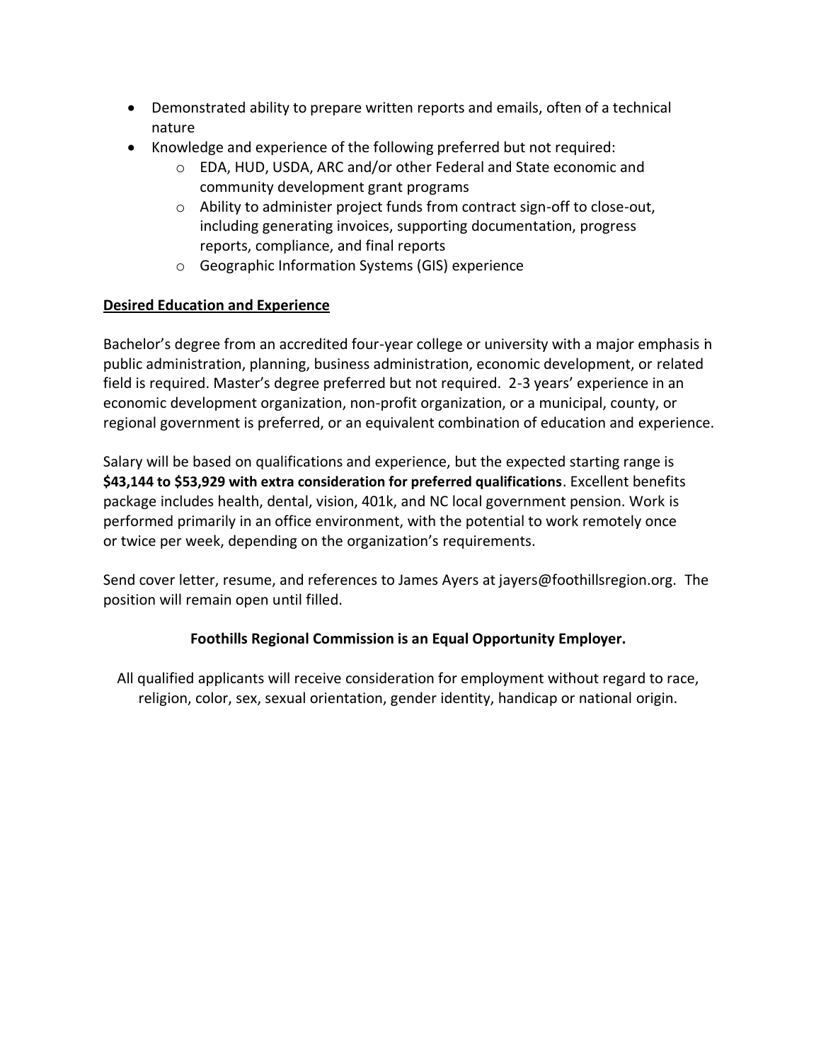- Demonstrated ability to prepare written reports and emails, often of a technical nature
- Knowledge and experience of the following preferred but not required:
  - EDA, HUD, USDA, ARC and/or other Federal and State economic and community development grant programs
  - Ability to administer project funds from contract sign-off to close-out, including generating invoices, supporting documentation, progress reports, compliance, and final reports
  - Geographic Information Systems (GIS) experience

**Desired Education and Experience**

Bachelor's degree from an accredited four-year college or university with a major emphasis in public administration, planning, business administration, economic development, or related field is required. Master's degree preferred but not required. 2-3 years' experience in an economic development organization, non-profit organization, or a municipal, county, or regional government is preferred, or an equivalent combination of education and experience.

Salary will be based on qualifications and experience, but the expected starting range is **$43,144 to $53,929 with extra consideration for preferred qualifications**. Excellent benefits package includes health, dental, vision, 401k, and NC local government pension. Work is performed primarily in an office environment, with the potential to work remotely once or twice per week, depending on the organization's requirements.

Send cover letter, resume, and references to James Ayers at jayers@foothillsregion.org. The position will remain open until filled.

**Foothills Regional Commission is an Equal Opportunity Employer.**

All qualified applicants will receive consideration for employment without regard to race, religion, color, sex, sexual orientation, gender identity, handicap or national origin.